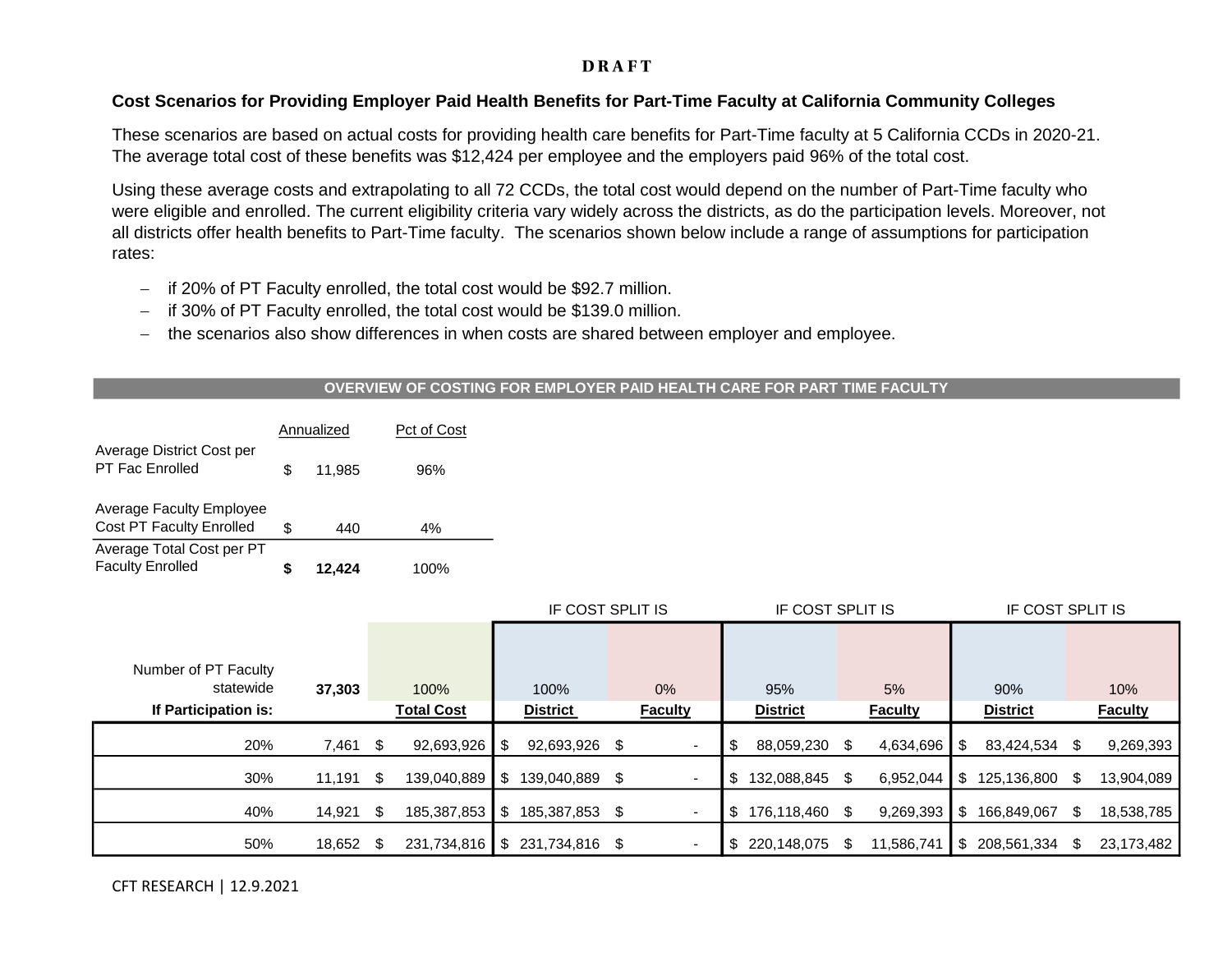**D R A F T**

**Cost Scenarios for Providing Employer Paid Health Benefits for Part-Time Faculty at California Community Colleges**

These scenarios are based on actual costs for providing health care benefits for Part-Time faculty at 5 California CCDs in 2020-21. The average total cost of these benefits was $12,424 per employee and the employers paid 96% of the total cost.

Using these average costs and extrapolating to all 72 CCDs, the total cost would depend on the number of Part-Time faculty who were eligible and enrolled. The current eligibility criteria vary widely across the districts, as do the participation levels. Moreover, not all districts offer health benefits to Part-Time faculty. The scenarios shown below include a range of assumptions for participation rates:

- if 20% of PT Faculty enrolled, the total cost would be $92.7 million.
- if 30% of PT Faculty enrolled, the total cost would be $139.0 million.
- the scenarios also show differences in when costs are shared between employer and employee.

**OVERVIEW OF COSTING FOR EMPLOYER PAID HEALTH CARE FOR PART TIME FACULTY**

| | Annualized | Pct of Cost |
|---|---|---|
| Average District Cost per PT Fac Enrolled | $ 11,985 | 96% |
| Average Faculty Employee Cost PT Faculty Enrolled | $ 440 | 4% |
| Average Total Cost per PT Faculty Enrolled | **$ 12,424** | 100% |

| | | | IF COST SPLIT IS | | IF COST SPLIT IS | | IF COST SPLIT IS | |
|---|---|---|---|---|---|---|---|---|
| Number of PT Faculty statewide | **37,303** | 100% | 100% | 0% | 95% | 5% | 90% | 10% |
| **If Participation is:** | | **Total Cost** | **District** | **Faculty** | **District** | **Faculty** | **District** | **Faculty** |
| 20% | 7,461 | $ 92,693,926 | $ 92,693,926 | $ - | $ 88,059,230 | $ 4,634,696 | $ 83,424,534 | $ 9,269,393 |
| 30% | 11,191 | $ 139,040,889 | $ 139,040,889 | $ - | $ 132,088,845 | $ 6,952,044 | $ 125,136,800 | $ 13,904,089 |
| 40% | 14,921 | $ 185,387,853 | $ 185,387,853 | $ - | $ 176,118,460 | $ 9,269,393 | $ 166,849,067 | $ 18,538,785 |
| 50% | 18,652 | $ 231,734,816 | $ 231,734,816 | $ - | $ 220,148,075 | $ 11,586,741 | $ 208,561,334 | $ 23,173,482 |

CFT RESEARCH | 12.9.2021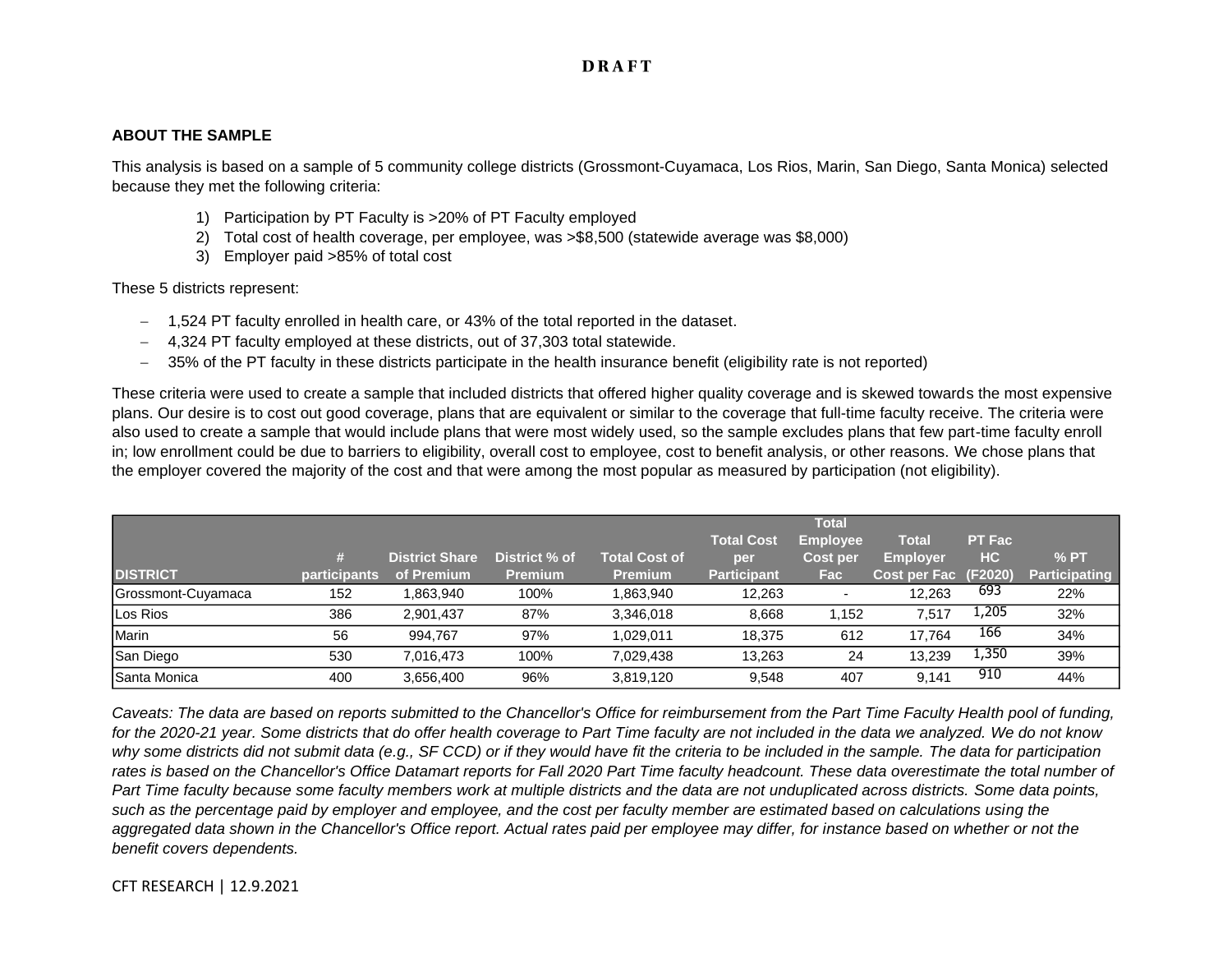**D R A F T**

**ABOUT THE SAMPLE**

This analysis is based on a sample of 5 community college districts (Grossmont-Cuyamaca, Los Rios, Marin, San Diego, Santa Monica) selected because they met the following criteria:

1) Participation by PT Faculty is >20% of PT Faculty employed
2) Total cost of health coverage, per employee, was >$8,500 (statewide average was $8,000)
3) Employer paid >85% of total cost

These 5 districts represent:

- 1,524 PT faculty enrolled in health care, or 43% of the total reported in the dataset.
- 4,324 PT faculty employed at these districts, out of 37,303 total statewide.
- 35% of the PT faculty in these districts participate in the health insurance benefit (eligibility rate is not reported)

These criteria were used to create a sample that included districts that offered higher quality coverage and is skewed towards the most expensive plans. Our desire is to cost out good coverage, plans that are equivalent or similar to the coverage that full-time faculty receive. The criteria were also used to create a sample that would include plans that were most widely used, so the sample excludes plans that few part-time faculty enroll in; low enrollment could be due to barriers to eligibility, overall cost to employee, cost to benefit analysis, or other reasons. We chose plans that the employer covered the majority of the cost and that were among the most popular as measured by participation (not eligibility).

| DISTRICT | # participants | District Share of Premium | District % of Premium | Total Cost of Premium | Total Cost per Participant | Total Employee Cost per Fac | Total Employer Cost per Fac | PT Fac HC (F2020) | % PT Participating |
|---|---|---|---|---|---|---|---|---|---|
| Grossmont-Cuyamaca | 152 | 1,863,940 | 100% | 1,863,940 | 12,263 | - | 12,263 | 693 | 22% |
| Los Rios | 386 | 2,901,437 | 87% | 3,346,018 | 8,668 | 1,152 | 7,517 | 1,205 | 32% |
| Marin | 56 | 994,767 | 97% | 1,029,011 | 18,375 | 612 | 17,764 | 166 | 34% |
| San Diego | 530 | 7,016,473 | 100% | 7,029,438 | 13,263 | 24 | 13,239 | 1,350 | 39% |
| Santa Monica | 400 | 3,656,400 | 96% | 3,819,120 | 9,548 | 407 | 9,141 | 910 | 44% |

*Caveats: The data are based on reports submitted to the Chancellor's Office for reimbursement from the Part Time Faculty Health pool of funding, for the 2020-21 year. Some districts that do offer health coverage to Part Time faculty are not included in the data we analyzed. We do not know why some districts did not submit data (e.g., SF CCD) or if they would have fit the criteria to be included in the sample. The data for participation rates is based on the Chancellor's Office Datamart reports for Fall 2020 Part Time faculty headcount. These data overestimate the total number of Part Time faculty because some faculty members work at multiple districts and the data are not unduplicated across districts. Some data points, such as the percentage paid by employer and employee, and the cost per faculty member are estimated based on calculations using the aggregated data shown in the Chancellor's Office report. Actual rates paid per employee may differ, for instance based on whether or not the benefit covers dependents.*

CFT RESEARCH | 12.9.2021